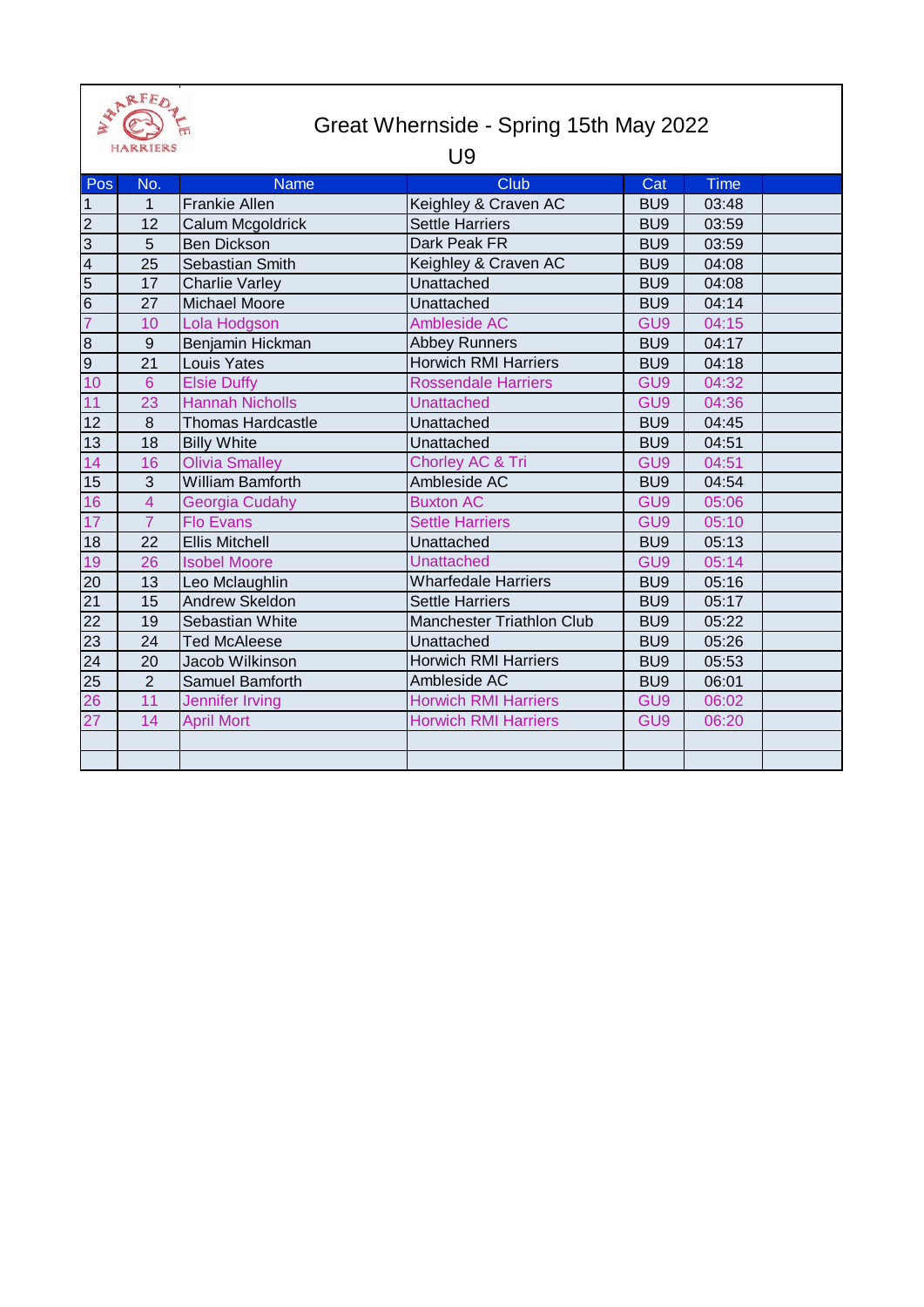# Great Whernside - Spring 15th May 2022

## U9

| Pos | No. | Name | Club | Cat | Time | |
|---|---|---|---|---|---|---|
| 1 | 1 | Frankie Allen | Keighley & Craven AC | BU9 | 03:48 | |
| 2 | 12 | Calum Mcgoldrick | Settle Harriers | BU9 | 03:59 | |
| 3 | 5 | Ben Dickson | Dark Peak FR | BU9 | 03:59 | |
| 4 | 25 | Sebastian Smith | Keighley & Craven AC | BU9 | 04:08 | |
| 5 | 17 | Charlie Varley | Unattached | BU9 | 04:08 | |
| 6 | 27 | Michael Moore | Unattached | BU9 | 04:14 | |
| 7 | 10 | Lola Hodgson | Ambleside AC | GU9 | 04:15 | |
| 8 | 9 | Benjamin Hickman | Abbey Runners | BU9 | 04:17 | |
| 9 | 21 | Louis Yates | Horwich RMI Harriers | BU9 | 04:18 | |
| 10 | 6 | Elsie Duffy | Rossendale Harriers | GU9 | 04:32 | |
| 11 | 23 | Hannah Nicholls | Unattached | GU9 | 04:36 | |
| 12 | 8 | Thomas Hardcastle | Unattached | BU9 | 04:45 | |
| 13 | 18 | Billy White | Unattached | BU9 | 04:51 | |
| 14 | 16 | Olivia Smalley | Chorley AC & Tri | GU9 | 04:51 | |
| 15 | 3 | William Bamforth | Ambleside AC | BU9 | 04:54 | |
| 16 | 4 | Georgia Cudahy | Buxton AC | GU9 | 05:06 | |
| 17 | 7 | Flo Evans | Settle Harriers | GU9 | 05:10 | |
| 18 | 22 | Ellis Mitchell | Unattached | BU9 | 05:13 | |
| 19 | 26 | Isobel Moore | Unattached | GU9 | 05:14 | |
| 20 | 13 | Leo Mclaughlin | Wharfedale Harriers | BU9 | 05:16 | |
| 21 | 15 | Andrew Skeldon | Settle Harriers | BU9 | 05:17 | |
| 22 | 19 | Sebastian White | Manchester Triathlon Club | BU9 | 05:22 | |
| 23 | 24 | Ted McAleese | Unattached | BU9 | 05:26 | |
| 24 | 20 | Jacob Wilkinson | Horwich RMI Harriers | BU9 | 05:53 | |
| 25 | 2 | Samuel Bamforth | Ambleside AC | BU9 | 06:01 | |
| 26 | 11 | Jennifer Irving | Horwich RMI Harriers | GU9 | 06:02 | |
| 27 | 14 | April Mort | Horwich RMI Harriers | GU9 | 06:20 | |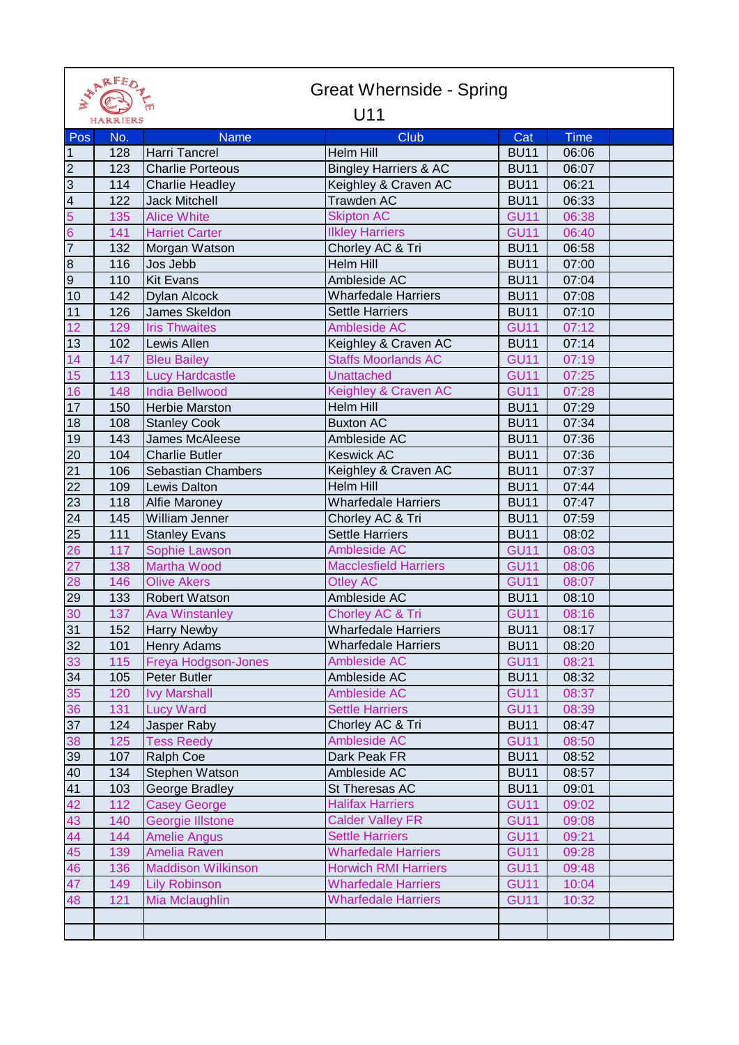# Great Whernside - Spring

## U11

| Pos | No. | Name | Club | Cat | Time | |
|---|---|---|---|---|---|---|
| 1 | 128 | Harri Tancrel | Helm Hill | BU11 | 06:06 | |
| 2 | 123 | Charlie Porteous | Bingley Harriers & AC | BU11 | 06:07 | |
| 3 | 114 | Charlie Headley | Keighley & Craven AC | BU11 | 06:21 | |
| 4 | 122 | Jack Mitchell | Trawden AC | BU11 | 06:33 | |
| 5 | 135 | Alice White | Skipton AC | GU11 | 06:38 | |
| 6 | 141 | Harriet Carter | Ilkley Harriers | GU11 | 06:40 | |
| 7 | 132 | Morgan Watson | Chorley AC & Tri | BU11 | 06:58 | |
| 8 | 116 | Jos Jebb | Helm Hill | BU11 | 07:00 | |
| 9 | 110 | Kit Evans | Ambleside AC | BU11 | 07:04 | |
| 10 | 142 | Dylan Alcock | Wharfedale Harriers | BU11 | 07:08 | |
| 11 | 126 | James Skeldon | Settle Harriers | BU11 | 07:10 | |
| 12 | 129 | Iris Thwaites | Ambleside AC | GU11 | 07:12 | |
| 13 | 102 | Lewis Allen | Keighley & Craven AC | BU11 | 07:14 | |
| 14 | 147 | Bleu Bailey | Staffs Moorlands AC | GU11 | 07:19 | |
| 15 | 113 | Lucy Hardcastle | Unattached | GU11 | 07:25 | |
| 16 | 148 | India Bellwood | Keighley & Craven AC | GU11 | 07:28 | |
| 17 | 150 | Herbie Marston | Helm Hill | BU11 | 07:29 | |
| 18 | 108 | Stanley Cook | Buxton AC | BU11 | 07:34 | |
| 19 | 143 | James McAleese | Ambleside AC | BU11 | 07:36 | |
| 20 | 104 | Charlie Butler | Keswick AC | BU11 | 07:36 | |
| 21 | 106 | Sebastian Chambers | Keighley & Craven AC | BU11 | 07:37 | |
| 22 | 109 | Lewis Dalton | Helm Hill | BU11 | 07:44 | |
| 23 | 118 | Alfie Maroney | Wharfedale Harriers | BU11 | 07:47 | |
| 24 | 145 | William Jenner | Chorley AC & Tri | BU11 | 07:59 | |
| 25 | 111 | Stanley Evans | Settle Harriers | BU11 | 08:02 | |
| 26 | 117 | Sophie Lawson | Ambleside AC | GU11 | 08:03 | |
| 27 | 138 | Martha Wood | Macclesfield Harriers | GU11 | 08:06 | |
| 28 | 146 | Olive Akers | Otley AC | GU11 | 08:07 | |
| 29 | 133 | Robert Watson | Ambleside AC | BU11 | 08:10 | |
| 30 | 137 | Ava Winstanley | Chorley AC & Tri | GU11 | 08:16 | |
| 31 | 152 | Harry Newby | Wharfedale Harriers | BU11 | 08:17 | |
| 32 | 101 | Henry Adams | Wharfedale Harriers | BU11 | 08:20 | |
| 33 | 115 | Freya Hodgson-Jones | Ambleside AC | GU11 | 08:21 | |
| 34 | 105 | Peter Butler | Ambleside AC | BU11 | 08:32 | |
| 35 | 120 | Ivy Marshall | Ambleside AC | GU11 | 08:37 | |
| 36 | 131 | Lucy Ward | Settle Harriers | GU11 | 08:39 | |
| 37 | 124 | Jasper Raby | Chorley AC & Tri | BU11 | 08:47 | |
| 38 | 125 | Tess Reedy | Ambleside AC | GU11 | 08:50 | |
| 39 | 107 | Ralph Coe | Dark Peak FR | BU11 | 08:52 | |
| 40 | 134 | Stephen Watson | Ambleside AC | BU11 | 08:57 | |
| 41 | 103 | George Bradley | St Theresas AC | BU11 | 09:01 | |
| 42 | 112 | Casey George | Halifax Harriers | GU11 | 09:02 | |
| 43 | 140 | Georgie Illstone | Calder Valley FR | GU11 | 09:08 | |
| 44 | 144 | Amelie Angus | Settle Harriers | GU11 | 09:21 | |
| 45 | 139 | Amelia Raven | Wharfedale Harriers | GU11 | 09:28 | |
| 46 | 136 | Maddison Wilkinson | Horwich RMI Harriers | GU11 | 09:48 | |
| 47 | 149 | Lily Robinson | Wharfedale Harriers | GU11 | 10:04 | |
| 48 | 121 | Mia Mclaughlin | Wharfedale Harriers | GU11 | 10:32 | |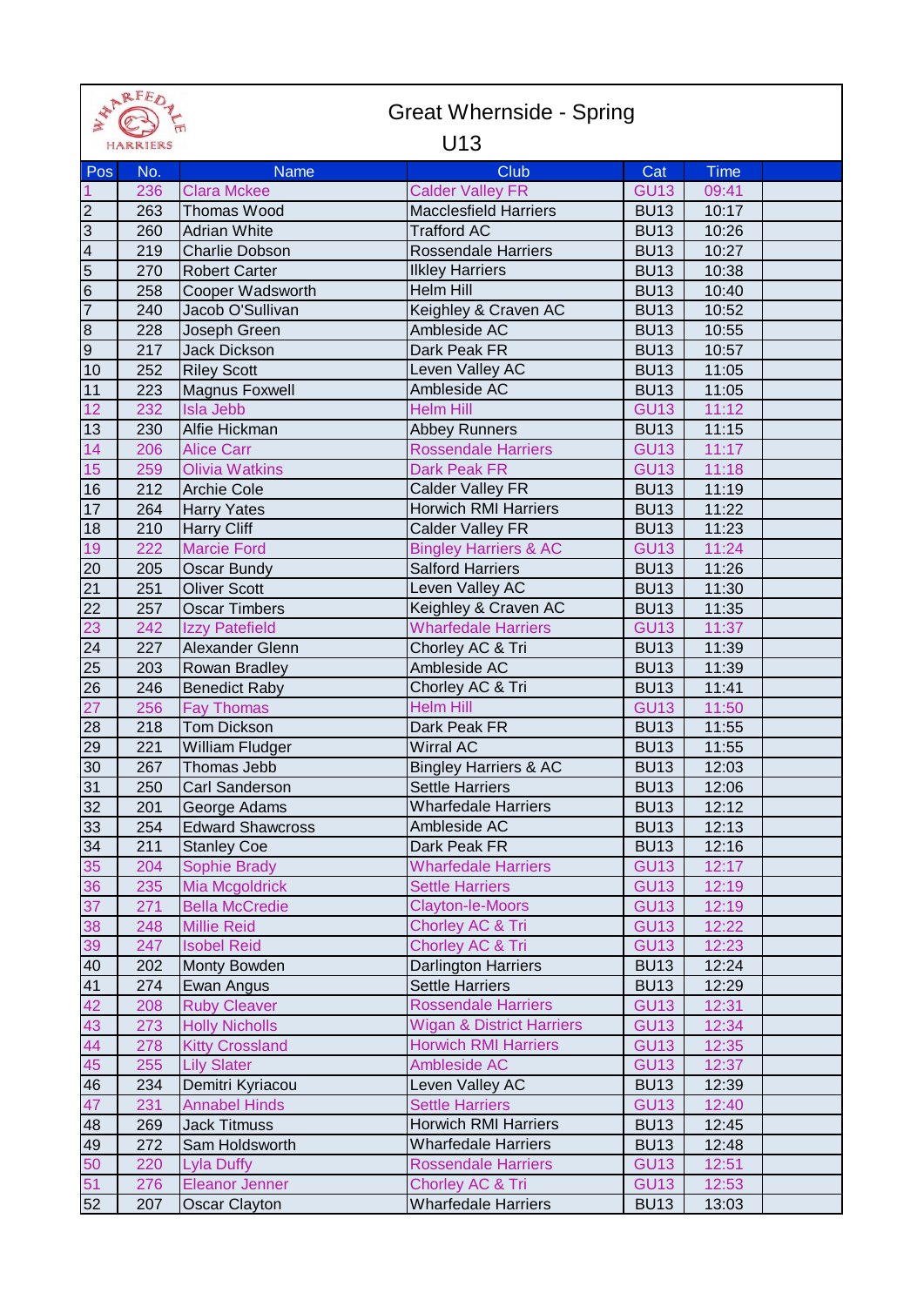# Great Whernside - Spring

## U13

| Pos | No. | Name | Club | Cat | Time | |
|---|---|---|---|---|---|---|
| 1 | 236 | Clara Mckee | Calder Valley FR | GU13 | 09:41 | |
| 2 | 263 | Thomas Wood | Macclesfield Harriers | BU13 | 10:17 | |
| 3 | 260 | Adrian White | Trafford AC | BU13 | 10:26 | |
| 4 | 219 | Charlie Dobson | Rossendale Harriers | BU13 | 10:27 | |
| 5 | 270 | Robert Carter | Ilkley Harriers | BU13 | 10:38 | |
| 6 | 258 | Cooper Wadsworth | Helm Hill | BU13 | 10:40 | |
| 7 | 240 | Jacob O'Sullivan | Keighley & Craven AC | BU13 | 10:52 | |
| 8 | 228 | Joseph Green | Ambleside AC | BU13 | 10:55 | |
| 9 | 217 | Jack Dickson | Dark Peak FR | BU13 | 10:57 | |
| 10 | 252 | Riley Scott | Leven Valley AC | BU13 | 11:05 | |
| 11 | 223 | Magnus Foxwell | Ambleside AC | BU13 | 11:05 | |
| 12 | 232 | Isla Jebb | Helm Hill | GU13 | 11:12 | |
| 13 | 230 | Alfie Hickman | Abbey Runners | BU13 | 11:15 | |
| 14 | 206 | Alice Carr | Rossendale Harriers | GU13 | 11:17 | |
| 15 | 259 | Olivia Watkins | Dark Peak FR | GU13 | 11:18 | |
| 16 | 212 | Archie Cole | Calder Valley FR | BU13 | 11:19 | |
| 17 | 264 | Harry Yates | Horwich RMI Harriers | BU13 | 11:22 | |
| 18 | 210 | Harry Cliff | Calder Valley FR | BU13 | 11:23 | |
| 19 | 222 | Marcie Ford | Bingley Harriers & AC | GU13 | 11:24 | |
| 20 | 205 | Oscar Bundy | Salford Harriers | BU13 | 11:26 | |
| 21 | 251 | Oliver Scott | Leven Valley AC | BU13 | 11:30 | |
| 22 | 257 | Oscar Timbers | Keighley & Craven AC | BU13 | 11:35 | |
| 23 | 242 | Izzy Patefield | Wharfedale Harriers | GU13 | 11:37 | |
| 24 | 227 | Alexander Glenn | Chorley AC & Tri | BU13 | 11:39 | |
| 25 | 203 | Rowan Bradley | Ambleside AC | BU13 | 11:39 | |
| 26 | 246 | Benedict Raby | Chorley AC & Tri | BU13 | 11:41 | |
| 27 | 256 | Fay Thomas | Helm Hill | GU13 | 11:50 | |
| 28 | 218 | Tom Dickson | Dark Peak FR | BU13 | 11:55 | |
| 29 | 221 | William Fludger | Wirral AC | BU13 | 11:55 | |
| 30 | 267 | Thomas Jebb | Bingley Harriers & AC | BU13 | 12:03 | |
| 31 | 250 | Carl Sanderson | Settle Harriers | BU13 | 12:06 | |
| 32 | 201 | George Adams | Wharfedale Harriers | BU13 | 12:12 | |
| 33 | 254 | Edward Shawcross | Ambleside AC | BU13 | 12:13 | |
| 34 | 211 | Stanley Coe | Dark Peak FR | BU13 | 12:16 | |
| 35 | 204 | Sophie Brady | Wharfedale Harriers | GU13 | 12:17 | |
| 36 | 235 | Mia Mcgoldrick | Settle Harriers | GU13 | 12:19 | |
| 37 | 271 | Bella McCredie | Clayton-le-Moors | GU13 | 12:19 | |
| 38 | 248 | Millie Reid | Chorley AC & Tri | GU13 | 12:22 | |
| 39 | 247 | Isobel Reid | Chorley AC & Tri | GU13 | 12:23 | |
| 40 | 202 | Monty Bowden | Darlington Harriers | BU13 | 12:24 | |
| 41 | 274 | Ewan Angus | Settle Harriers | BU13 | 12:29 | |
| 42 | 208 | Ruby Cleaver | Rossendale Harriers | GU13 | 12:31 | |
| 43 | 273 | Holly Nicholls | Wigan & District Harriers | GU13 | 12:34 | |
| 44 | 278 | Kitty Crossland | Horwich RMI Harriers | GU13 | 12:35 | |
| 45 | 255 | Lily Slater | Ambleside AC | GU13 | 12:37 | |
| 46 | 234 | Demitri Kyriacou | Leven Valley AC | BU13 | 12:39 | |
| 47 | 231 | Annabel Hinds | Settle Harriers | GU13 | 12:40 | |
| 48 | 269 | Jack Titmuss | Horwich RMI Harriers | BU13 | 12:45 | |
| 49 | 272 | Sam Holdsworth | Wharfedale Harriers | BU13 | 12:48 | |
| 50 | 220 | Lyla Duffy | Rossendale Harriers | GU13 | 12:51 | |
| 51 | 276 | Eleanor Jenner | Chorley AC & Tri | GU13 | 12:53 | |
| 52 | 207 | Oscar Clayton | Wharfedale Harriers | BU13 | 13:03 | |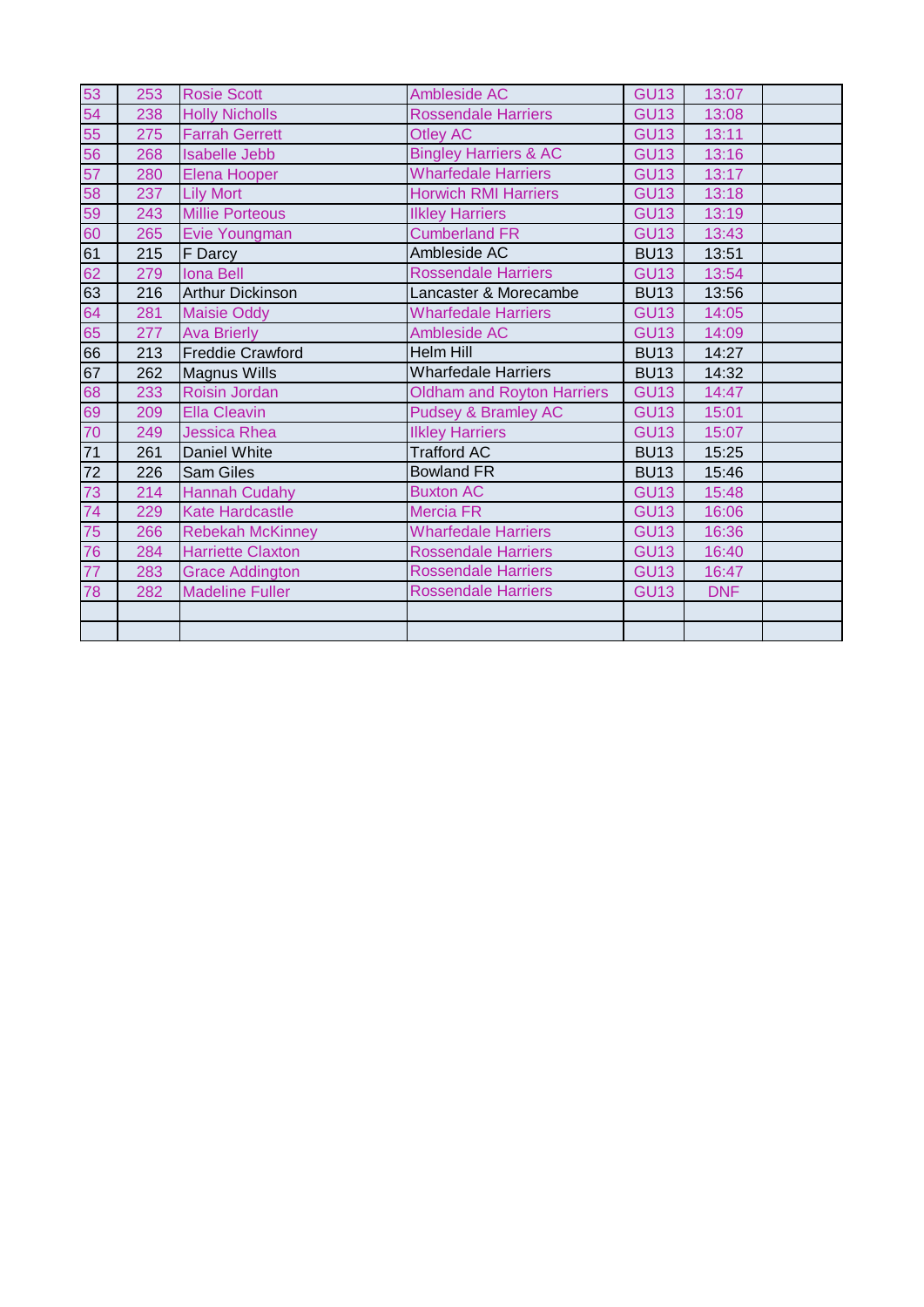| | | | | | | |
|---|---|---|---|---|---|---|
| 53 | 253 | Rosie Scott | Ambleside AC | GU13 | 13:07 | |
| 54 | 238 | Holly Nicholls | Rossendale Harriers | GU13 | 13:08 | |
| 55 | 275 | Farrah Gerrett | Otley AC | GU13 | 13:11 | |
| 56 | 268 | Isabelle Jebb | Bingley Harriers & AC | GU13 | 13:16 | |
| 57 | 280 | Elena Hooper | Wharfedale Harriers | GU13 | 13:17 | |
| 58 | 237 | Lily Mort | Horwich RMI Harriers | GU13 | 13:18 | |
| 59 | 243 | Millie Porteous | Ilkley Harriers | GU13 | 13:19 | |
| 60 | 265 | Evie Youngman | Cumberland FR | GU13 | 13:43 | |
| 61 | 215 | F Darcy | Ambleside AC | BU13 | 13:51 | |
| 62 | 279 | Iona Bell | Rossendale Harriers | GU13 | 13:54 | |
| 63 | 216 | Arthur Dickinson | Lancaster & Morecambe | BU13 | 13:56 | |
| 64 | 281 | Maisie Oddy | Wharfedale Harriers | GU13 | 14:05 | |
| 65 | 277 | Ava Brierly | Ambleside AC | GU13 | 14:09 | |
| 66 | 213 | Freddie Crawford | Helm Hill | BU13 | 14:27 | |
| 67 | 262 | Magnus Wills | Wharfedale Harriers | BU13 | 14:32 | |
| 68 | 233 | Roisin Jordan | Oldham and Royton Harriers | GU13 | 14:47 | |
| 69 | 209 | Ella Cleavin | Pudsey & Bramley AC | GU13 | 15:01 | |
| 70 | 249 | Jessica Rhea | Ilkley Harriers | GU13 | 15:07 | |
| 71 | 261 | Daniel White | Trafford AC | BU13 | 15:25 | |
| 72 | 226 | Sam Giles | Bowland FR | BU13 | 15:46 | |
| 73 | 214 | Hannah Cudahy | Buxton AC | GU13 | 15:48 | |
| 74 | 229 | Kate Hardcastle | Mercia FR | GU13 | 16:06 | |
| 75 | 266 | Rebekah McKinney | Wharfedale Harriers | GU13 | 16:36 | |
| 76 | 284 | Harriette Claxton | Rossendale Harriers | GU13 | 16:40 | |
| 77 | 283 | Grace Addington | Rossendale Harriers | GU13 | 16:47 | |
| 78 | 282 | Madeline Fuller | Rossendale Harriers | GU13 | DNF | |
| | | | | | | |
| | | | | | | |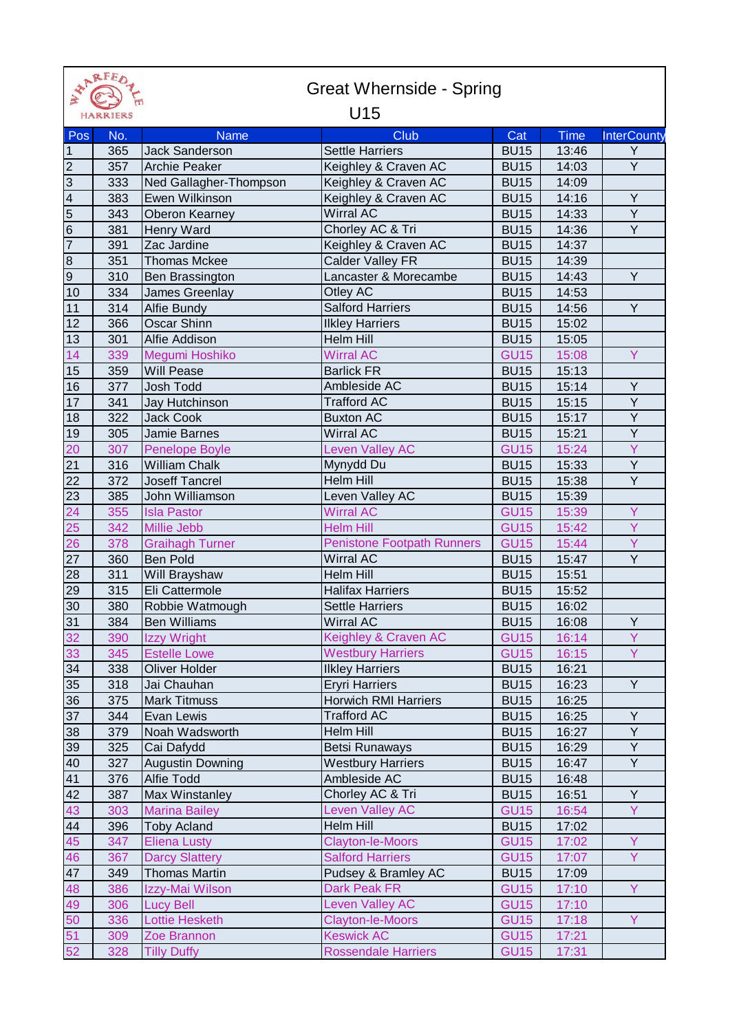# Great Whernside - Spring

## U15

| Pos | No. | Name | Club | Cat | Time | InterCounty |
|---|---|---|---|---|---|---|
| 1 | 365 | Jack Sanderson | Settle Harriers | BU15 | 13:46 | Y |
| 2 | 357 | Archie Peaker | Keighley & Craven AC | BU15 | 14:03 | Y |
| 3 | 333 | Ned Gallagher-Thompson | Keighley & Craven AC | BU15 | 14:09 | |
| 4 | 383 | Ewen Wilkinson | Keighley & Craven AC | BU15 | 14:16 | Y |
| 5 | 343 | Oberon Kearney | Wirral AC | BU15 | 14:33 | Y |
| 6 | 381 | Henry Ward | Chorley AC & Tri | BU15 | 14:36 | Y |
| 7 | 391 | Zac Jardine | Keighley & Craven AC | BU15 | 14:37 | |
| 8 | 351 | Thomas Mckee | Calder Valley FR | BU15 | 14:39 | |
| 9 | 310 | Ben Brassington | Lancaster & Morecambe | BU15 | 14:43 | Y |
| 10 | 334 | James Greenlay | Otley AC | BU15 | 14:53 | |
| 11 | 314 | Alfie Bundy | Salford Harriers | BU15 | 14:56 | Y |
| 12 | 366 | Oscar Shinn | Ilkley Harriers | BU15 | 15:02 | |
| 13 | 301 | Alfie Addison | Helm Hill | BU15 | 15:05 | |
| 14 | 339 | Megumi Hoshiko | Wirral AC | GU15 | 15:08 | Y |
| 15 | 359 | Will Pease | Barlick FR | BU15 | 15:13 | |
| 16 | 377 | Josh Todd | Ambleside AC | BU15 | 15:14 | Y |
| 17 | 341 | Jay Hutchinson | Trafford AC | BU15 | 15:15 | Y |
| 18 | 322 | Jack Cook | Buxton AC | BU15 | 15:17 | Y |
| 19 | 305 | Jamie Barnes | Wirral AC | BU15 | 15:21 | Y |
| 20 | 307 | Penelope Boyle | Leven Valley AC | GU15 | 15:24 | Y |
| 21 | 316 | William Chalk | Mynydd Du | BU15 | 15:33 | Y |
| 22 | 372 | Joseff Tancrel | Helm Hill | BU15 | 15:38 | Y |
| 23 | 385 | John Williamson | Leven Valley AC | BU15 | 15:39 | |
| 24 | 355 | Isla Pastor | Wirral AC | GU15 | 15:39 | Y |
| 25 | 342 | Millie Jebb | Helm Hill | GU15 | 15:42 | Y |
| 26 | 378 | Graihagh Turner | Penistone Footpath Runners | GU15 | 15:44 | Y |
| 27 | 360 | Ben Pold | Wirral AC | BU15 | 15:47 | Y |
| 28 | 311 | Will Brayshaw | Helm Hill | BU15 | 15:51 | |
| 29 | 315 | Eli Cattermole | Halifax Harriers | BU15 | 15:52 | |
| 30 | 380 | Robbie Watmough | Settle Harriers | BU15 | 16:02 | |
| 31 | 384 | Ben Williams | Wirral AC | BU15 | 16:08 | Y |
| 32 | 390 | Izzy Wright | Keighley & Craven AC | GU15 | 16:14 | Y |
| 33 | 345 | Estelle Lowe | Westbury Harriers | GU15 | 16:15 | Y |
| 34 | 338 | Oliver Holder | Ilkley Harriers | BU15 | 16:21 | |
| 35 | 318 | Jai Chauhan | Eryri Harriers | BU15 | 16:23 | Y |
| 36 | 375 | Mark Titmuss | Horwich RMI Harriers | BU15 | 16:25 | |
| 37 | 344 | Evan Lewis | Trafford AC | BU15 | 16:25 | Y |
| 38 | 379 | Noah Wadsworth | Helm Hill | BU15 | 16:27 | Y |
| 39 | 325 | Cai Dafydd | Betsi Runaways | BU15 | 16:29 | Y |
| 40 | 327 | Augustin Downing | Westbury Harriers | BU15 | 16:47 | Y |
| 41 | 376 | Alfie Todd | Ambleside AC | BU15 | 16:48 | |
| 42 | 387 | Max Winstanley | Chorley AC & Tri | BU15 | 16:51 | Y |
| 43 | 303 | Marina Bailey | Leven Valley AC | GU15 | 16:54 | Y |
| 44 | 396 | Toby Acland | Helm Hill | BU15 | 17:02 | |
| 45 | 347 | Eliena Lusty | Clayton-le-Moors | GU15 | 17:02 | Y |
| 46 | 367 | Darcy Slattery | Salford Harriers | GU15 | 17:07 | Y |
| 47 | 349 | Thomas Martin | Pudsey & Bramley AC | BU15 | 17:09 | |
| 48 | 386 | Izzy-Mai Wilson | Dark Peak FR | GU15 | 17:10 | Y |
| 49 | 306 | Lucy Bell | Leven Valley AC | GU15 | 17:10 | |
| 50 | 336 | Lottie Hesketh | Clayton-le-Moors | GU15 | 17:18 | Y |
| 51 | 309 | Zoe Brannon | Keswick AC | GU15 | 17:21 | |
| 52 | 328 | Tilly Duffy | Rossendale Harriers | GU15 | 17:31 | |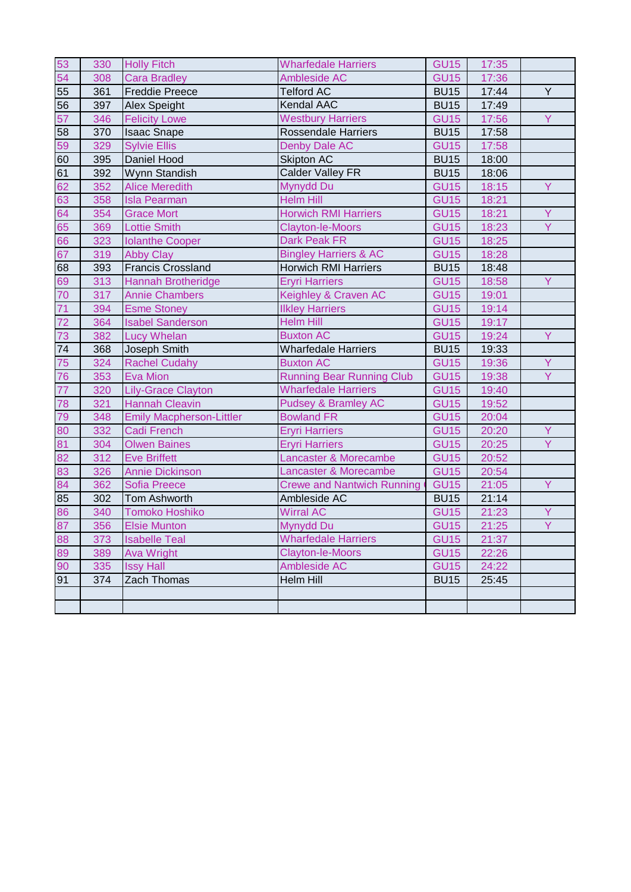| | | | | | | |
|---|---|---|---|---|---|---|
| 53 | 330 | Holly Fitch | Wharfedale Harriers | GU15 | 17:35 | |
| 54 | 308 | Cara Bradley | Ambleside AC | GU15 | 17:36 | |
| 55 | 361 | Freddie Preece | Telford AC | BU15 | 17:44 | Y |
| 56 | 397 | Alex Speight | Kendal AAC | BU15 | 17:49 | |
| 57 | 346 | Felicity Lowe | Westbury Harriers | GU15 | 17:56 | Y |
| 58 | 370 | Isaac Snape | Rossendale Harriers | BU15 | 17:58 | |
| 59 | 329 | Sylvie Ellis | Denby Dale AC | GU15 | 17:58 | |
| 60 | 395 | Daniel Hood | Skipton AC | BU15 | 18:00 | |
| 61 | 392 | Wynn Standish | Calder Valley FR | BU15 | 18:06 | |
| 62 | 352 | Alice Meredith | Mynydd Du | GU15 | 18:15 | Y |
| 63 | 358 | Isla Pearman | Helm Hill | GU15 | 18:21 | |
| 64 | 354 | Grace Mort | Horwich RMI Harriers | GU15 | 18:21 | Y |
| 65 | 369 | Lottie Smith | Clayton-le-Moors | GU15 | 18:23 | Y |
| 66 | 323 | Iolanthe Cooper | Dark Peak FR | GU15 | 18:25 | |
| 67 | 319 | Abby Clay | Bingley Harriers & AC | GU15 | 18:28 | |
| 68 | 393 | Francis Crossland | Horwich RMI Harriers | BU15 | 18:48 | |
| 69 | 313 | Hannah Brotheridge | Eryri Harriers | GU15 | 18:58 | Y |
| 70 | 317 | Annie Chambers | Keighley & Craven AC | GU15 | 19:01 | |
| 71 | 394 | Esme Stoney | Ilkley Harriers | GU15 | 19:14 | |
| 72 | 364 | Isabel Sanderson | Helm Hill | GU15 | 19:17 | |
| 73 | 382 | Lucy Whelan | Buxton AC | GU15 | 19:24 | Y |
| 74 | 368 | Joseph Smith | Wharfedale Harriers | BU15 | 19:33 | |
| 75 | 324 | Rachel Cudahy | Buxton AC | GU15 | 19:36 | Y |
| 76 | 353 | Eva Mion | Running Bear Running Club | GU15 | 19:38 | Y |
| 77 | 320 | Lily-Grace Clayton | Wharfedale Harriers | GU15 | 19:40 | |
| 78 | 321 | Hannah Cleavin | Pudsey & Bramley AC | GU15 | 19:52 | |
| 79 | 348 | Emily Macpherson-Littler | Bowland FR | GU15 | 20:04 | |
| 80 | 332 | Cadi French | Eryri Harriers | GU15 | 20:20 | Y |
| 81 | 304 | Olwen Baines | Eryri Harriers | GU15 | 20:25 | Y |
| 82 | 312 | Eve Briffett | Lancaster & Morecambe | GU15 | 20:52 | |
| 83 | 326 | Annie Dickinson | Lancaster & Morecambe | GU15 | 20:54 | |
| 84 | 362 | Sofia Preece | Crewe and Nantwich Running | GU15 | 21:05 | Y |
| 85 | 302 | Tom Ashworth | Ambleside AC | BU15 | 21:14 | |
| 86 | 340 | Tomoko Hoshiko | Wirral AC | GU15 | 21:23 | Y |
| 87 | 356 | Elsie Munton | Mynydd Du | GU15 | 21:25 | Y |
| 88 | 373 | Isabelle Teal | Wharfedale Harriers | GU15 | 21:37 | |
| 89 | 389 | Ava Wright | Clayton-le-Moors | GU15 | 22:26 | |
| 90 | 335 | Issy Hall | Ambleside AC | GU15 | 24:22 | |
| 91 | 374 | Zach Thomas | Helm Hill | BU15 | 25:45 | |
| | | | | | | |
| | | | | | | |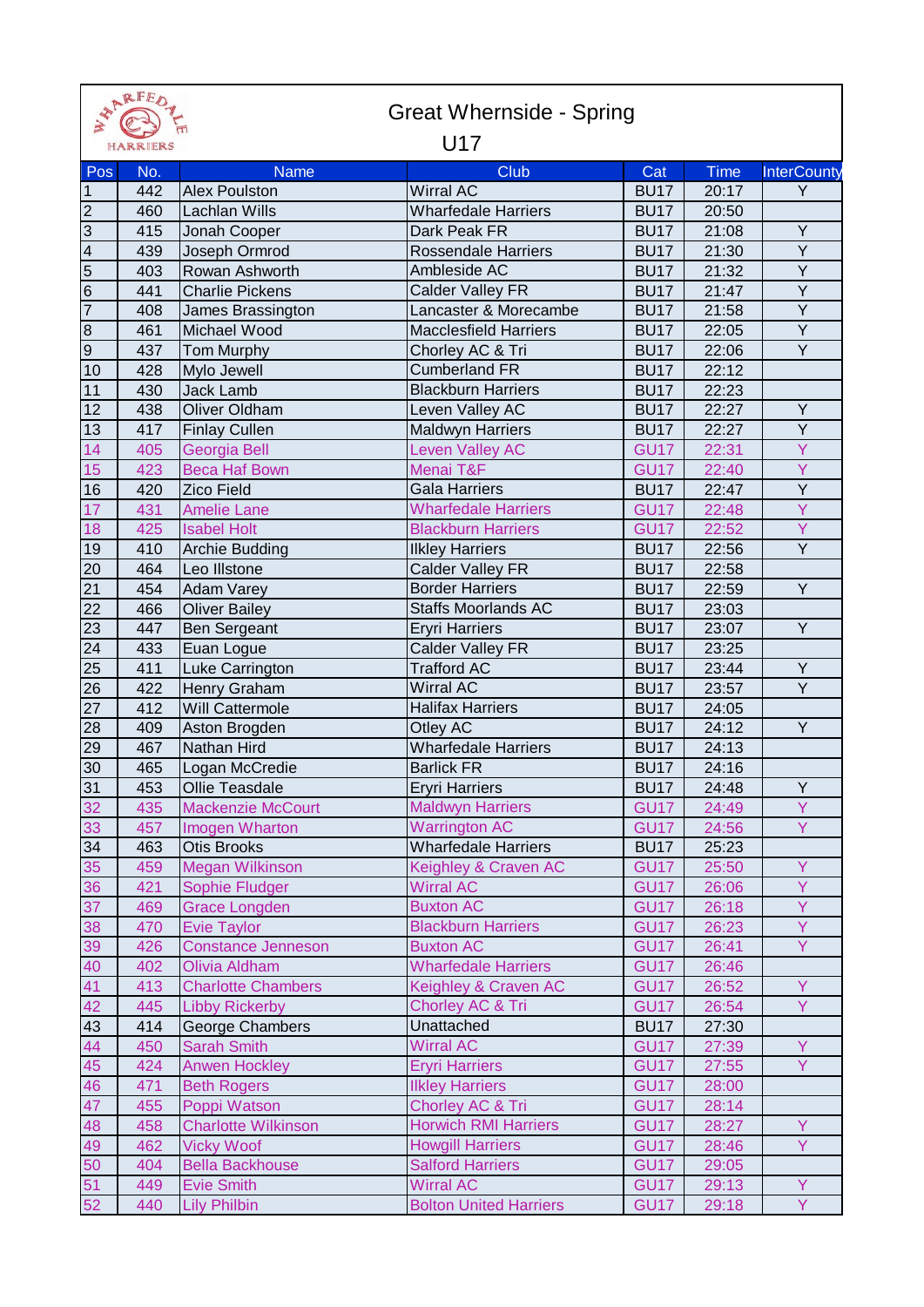# Great Whernside - Spring

## U17

| Pos | No. | Name | Club | Cat | Time | InterCounty |
|---|---|---|---|---|---|---|
| 1 | 442 | Alex Poulston | Wirral AC | BU17 | 20:17 | Y |
| 2 | 460 | Lachlan Wills | Wharfedale Harriers | BU17 | 20:50 | |
| 3 | 415 | Jonah Cooper | Dark Peak FR | BU17 | 21:08 | Y |
| 4 | 439 | Joseph Ormrod | Rossendale Harriers | BU17 | 21:30 | Y |
| 5 | 403 | Rowan Ashworth | Ambleside AC | BU17 | 21:32 | Y |
| 6 | 441 | Charlie Pickens | Calder Valley FR | BU17 | 21:47 | Y |
| 7 | 408 | James Brassington | Lancaster & Morecambe | BU17 | 21:58 | Y |
| 8 | 461 | Michael Wood | Macclesfield Harriers | BU17 | 22:05 | Y |
| 9 | 437 | Tom Murphy | Chorley AC & Tri | BU17 | 22:06 | Y |
| 10 | 428 | Mylo Jewell | Cumberland FR | BU17 | 22:12 | |
| 11 | 430 | Jack Lamb | Blackburn Harriers | BU17 | 22:23 | |
| 12 | 438 | Oliver Oldham | Leven Valley AC | BU17 | 22:27 | Y |
| 13 | 417 | Finlay Cullen | Maldwyn Harriers | BU17 | 22:27 | Y |
| 14 | 405 | Georgia Bell | Leven Valley AC | GU17 | 22:31 | Y |
| 15 | 423 | Beca Haf Bown | Menai T&F | GU17 | 22:40 | Y |
| 16 | 420 | Zico Field | Gala Harriers | BU17 | 22:47 | Y |
| 17 | 431 | Amelie Lane | Wharfedale Harriers | GU17 | 22:48 | Y |
| 18 | 425 | Isabel Holt | Blackburn Harriers | GU17 | 22:52 | Y |
| 19 | 410 | Archie Budding | Ilkley Harriers | BU17 | 22:56 | Y |
| 20 | 464 | Leo Illstone | Calder Valley FR | BU17 | 22:58 | |
| 21 | 454 | Adam Varey | Border Harriers | BU17 | 22:59 | Y |
| 22 | 466 | Oliver Bailey | Staffs Moorlands AC | BU17 | 23:03 | |
| 23 | 447 | Ben Sergeant | Eryri Harriers | BU17 | 23:07 | Y |
| 24 | 433 | Euan Logue | Calder Valley FR | BU17 | 23:25 | |
| 25 | 411 | Luke Carrington | Trafford AC | BU17 | 23:44 | Y |
| 26 | 422 | Henry Graham | Wirral AC | BU17 | 23:57 | Y |
| 27 | 412 | Will Cattermole | Halifax Harriers | BU17 | 24:05 | |
| 28 | 409 | Aston Brogden | Otley AC | BU17 | 24:12 | Y |
| 29 | 467 | Nathan Hird | Wharfedale Harriers | BU17 | 24:13 | |
| 30 | 465 | Logan McCredie | Barlick FR | BU17 | 24:16 | |
| 31 | 453 | Ollie Teasdale | Eryri Harriers | BU17 | 24:48 | Y |
| 32 | 435 | Mackenzie McCourt | Maldwyn Harriers | GU17 | 24:49 | Y |
| 33 | 457 | Imogen Wharton | Warrington AC | GU17 | 24:56 | Y |
| 34 | 463 | Otis Brooks | Wharfedale Harriers | BU17 | 25:23 | |
| 35 | 459 | Megan Wilkinson | Keighley & Craven AC | GU17 | 25:50 | Y |
| 36 | 421 | Sophie Fludger | Wirral AC | GU17 | 26:06 | Y |
| 37 | 469 | Grace Longden | Buxton AC | GU17 | 26:18 | Y |
| 38 | 470 | Evie Taylor | Blackburn Harriers | GU17 | 26:23 | Y |
| 39 | 426 | Constance Jenneson | Buxton AC | GU17 | 26:41 | Y |
| 40 | 402 | Olivia Aldham | Wharfedale Harriers | GU17 | 26:46 | |
| 41 | 413 | Charlotte Chambers | Keighley & Craven AC | GU17 | 26:52 | Y |
| 42 | 445 | Libby Rickerby | Chorley AC & Tri | GU17 | 26:54 | Y |
| 43 | 414 | George Chambers | Unattached | BU17 | 27:30 | |
| 44 | 450 | Sarah Smith | Wirral AC | GU17 | 27:39 | Y |
| 45 | 424 | Anwen Hockley | Eryri Harriers | GU17 | 27:55 | Y |
| 46 | 471 | Beth Rogers | Ilkley Harriers | GU17 | 28:00 | |
| 47 | 455 | Poppi Watson | Chorley AC & Tri | GU17 | 28:14 | |
| 48 | 458 | Charlotte Wilkinson | Horwich RMI Harriers | GU17 | 28:27 | Y |
| 49 | 462 | Vicky Woof | Howgill Harriers | GU17 | 28:46 | Y |
| 50 | 404 | Bella Backhouse | Salford Harriers | GU17 | 29:05 | |
| 51 | 449 | Evie Smith | Wirral AC | GU17 | 29:13 | Y |
| 52 | 440 | Lily Philbin | Bolton United Harriers | GU17 | 29:18 | Y |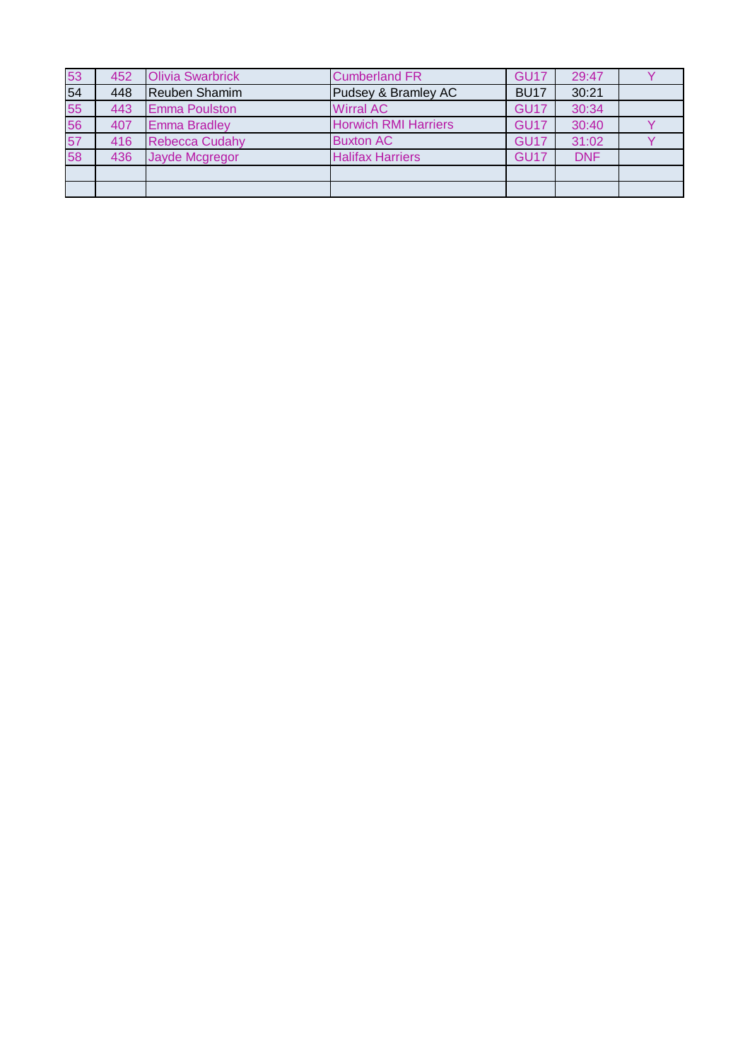| | | | | | | |
|---|---|---|---|---|---|---|
| 53 | 452 | Olivia Swarbrick | Cumberland FR | GU17 | 29:47 | Y |
| 54 | 448 | Reuben Shamim | Pudsey & Bramley AC | BU17 | 30:21 | |
| 55 | 443 | Emma Poulston | Wirral AC | GU17 | 30:34 | |
| 56 | 407 | Emma Bradley | Horwich RMI Harriers | GU17 | 30:40 | Y |
| 57 | 416 | Rebecca Cudahy | Buxton AC | GU17 | 31:02 | Y |
| 58 | 436 | Jayde Mcgregor | Halifax Harriers | GU17 | DNF | |
| | | | | | | |
| | | | | | | |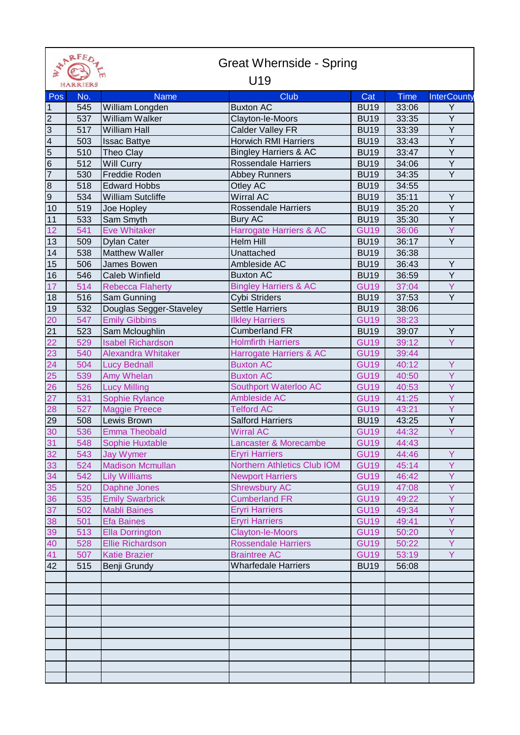# Great Whernside - Spring

## U19

| Pos | No. | Name | Club | Cat | Time | InterCounty |
|---|---|---|---|---|---|---|
| 1 | 545 | William Longden | Buxton AC | BU19 | 33:06 | Y |
| 2 | 537 | William Walker | Clayton-le-Moors | BU19 | 33:35 | Y |
| 3 | 517 | William Hall | Calder Valley FR | BU19 | 33:39 | Y |
| 4 | 503 | Issac Battye | Horwich RMI Harriers | BU19 | 33:43 | Y |
| 5 | 510 | Theo Clay | Bingley Harriers & AC | BU19 | 33:47 | Y |
| 6 | 512 | Will Curry | Rossendale Harriers | BU19 | 34:06 | Y |
| 7 | 530 | Freddie Roden | Abbey Runners | BU19 | 34:35 | Y |
| 8 | 518 | Edward Hobbs | Otley AC | BU19 | 34:55 | |
| 9 | 534 | William Sutcliffe | Wirral AC | BU19 | 35:11 | Y |
| 10 | 519 | Joe Hopley | Rossendale Harriers | BU19 | 35:20 | Y |
| 11 | 533 | Sam Smyth | Bury AC | BU19 | 35:30 | Y |
| 12 | 541 | Eve Whitaker | Harrogate Harriers & AC | GU19 | 36:06 | Y |
| 13 | 509 | Dylan Cater | Helm Hill | BU19 | 36:17 | Y |
| 14 | 538 | Matthew Waller | Unattached | BU19 | 36:38 | |
| 15 | 506 | James Bowen | Ambleside AC | BU19 | 36:43 | Y |
| 16 | 546 | Caleb Winfield | Buxton AC | BU19 | 36:59 | Y |
| 17 | 514 | Rebecca Flaherty | Bingley Harriers & AC | GU19 | 37:04 | Y |
| 18 | 516 | Sam Gunning | Cybi Striders | BU19 | 37:53 | Y |
| 19 | 532 | Douglas Segger-Staveley | Settle Harriers | BU19 | 38:06 | |
| 20 | 547 | Emily Gibbins | Ilkley Harriers | GU19 | 38:23 | |
| 21 | 523 | Sam Mcloughlin | Cumberland FR | BU19 | 39:07 | Y |
| 22 | 529 | Isabel Richardson | Holmfirth Harriers | GU19 | 39:12 | Y |
| 23 | 540 | Alexandra Whitaker | Harrogate Harriers & AC | GU19 | 39:44 | |
| 24 | 504 | Lucy Bednall | Buxton AC | GU19 | 40:12 | Y |
| 25 | 539 | Amy Whelan | Buxton AC | GU19 | 40:50 | Y |
| 26 | 526 | Lucy Milling | Southport Waterloo AC | GU19 | 40:53 | Y |
| 27 | 531 | Sophie Rylance | Ambleside AC | GU19 | 41:25 | Y |
| 28 | 527 | Maggie Preece | Telford AC | GU19 | 43:21 | Y |
| 29 | 508 | Lewis Brown | Salford Harriers | BU19 | 43:25 | Y |
| 30 | 536 | Emma Theobald | Wirral AC | GU19 | 44:32 | Y |
| 31 | 548 | Sophie Huxtable | Lancaster & Morecambe | GU19 | 44:43 | |
| 32 | 543 | Jay Wymer | Eryri Harriers | GU19 | 44:46 | Y |
| 33 | 524 | Madison Mcmullan | Northern Athletics Club IOM | GU19 | 45:14 | Y |
| 34 | 542 | Lily Williams | Newport Harriers | GU19 | 46:42 | Y |
| 35 | 520 | Daphne Jones | Shrewsbury AC | GU19 | 47:08 | Y |
| 36 | 535 | Emily Swarbrick | Cumberland FR | GU19 | 49:22 | Y |
| 37 | 502 | Mabli Baines | Eryri Harriers | GU19 | 49:34 | Y |
| 38 | 501 | Efa Baines | Eryri Harriers | GU19 | 49:41 | Y |
| 39 | 513 | Ella Dorrington | Clayton-le-Moors | GU19 | 50:20 | Y |
| 40 | 528 | Ellie Richardson | Rossendale Harriers | GU19 | 50:22 | Y |
| 41 | 507 | Katie Brazier | Braintree AC | GU19 | 53:19 | Y |
| 42 | 515 | Benji Grundy | Wharfedale Harriers | BU19 | 56:08 | |